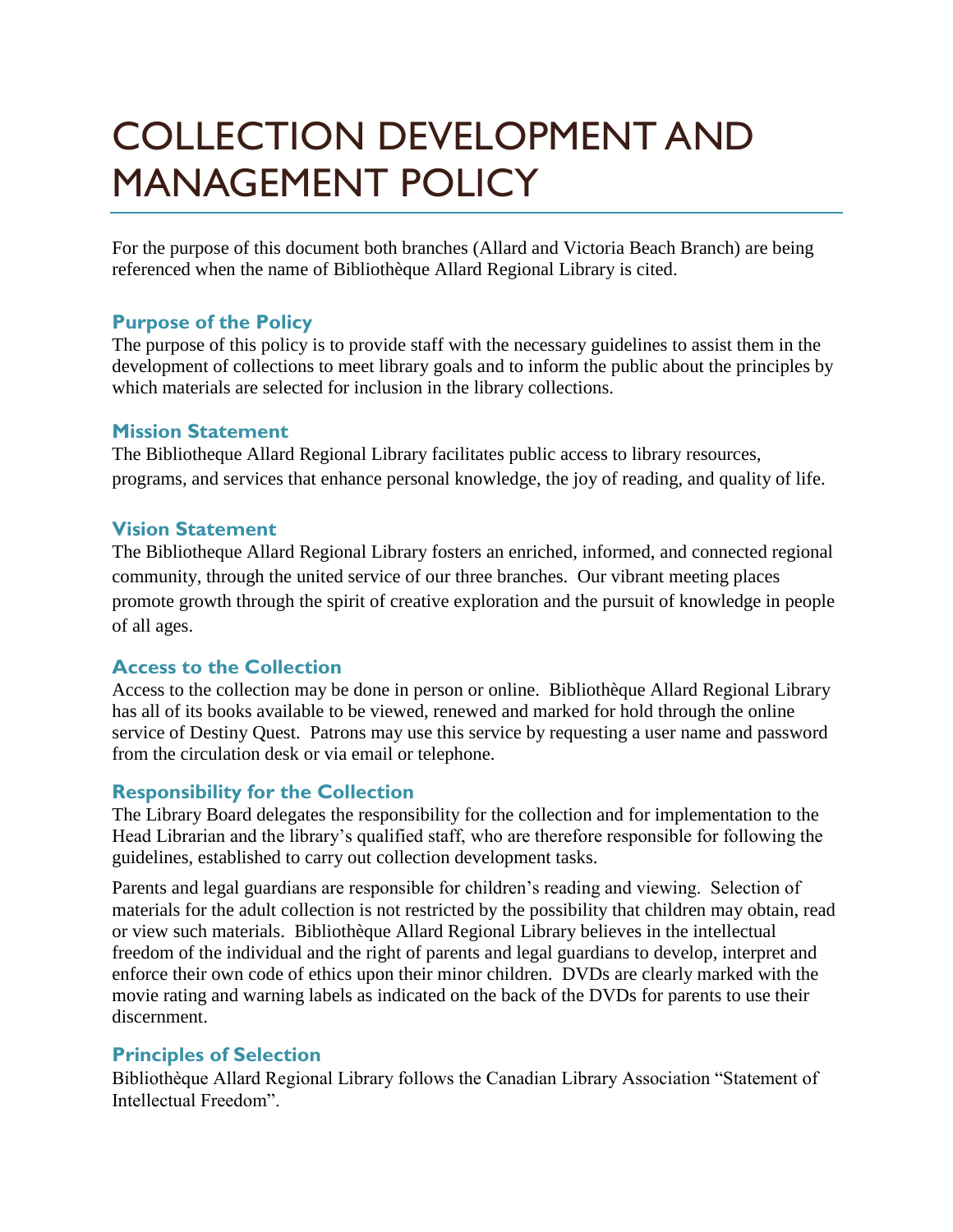# COLLECTION DEVELOPMENT AND MANAGEMENT POLICY

For the purpose of this document both branches (Allard and Victoria Beach Branch) are being referenced when the name of Bibliothèque Allard Regional Library is cited.

## Purpose of the Policy

The purpose of this policy is to provide staff with the necessary guidelines to assist them in the development of collections to meet library goals and to inform the public about the principles by which materials are selected for inclusion in the library collections.

## Mission Statement

The Bibliotheque Allard Regional Library facilitates public access to library resources, programs, and services that enhance personal knowledge, the joy of reading, and quality of life.

## Vision Statement

The Bibliotheque Allard Regional Library fosters an enriched, informed, and connected regional community, through the united service of our three branches. Our vibrant meeting places promote growth through the spirit of creative exploration and the pursuit of knowledge in people of all ages.

## Access to the Collection

Access to the collection may be done in person or online. Bibliothèque Allard Regional Library has all of its books available to be viewed, renewed and marked for hold through the online service of Destiny Quest. Patrons may use this service by requesting a user name and password from the circulation desk or via email or telephone.

## Responsibility for the Collection

The Library Board delegates the responsibility for the collection and for implementation to the Head Librarian and the library's qualified staff, who are therefore responsible for following the guidelines, established to carry out collection development tasks.

Parents and legal guardians are responsible for children's reading and viewing. Selection of materials for the adult collection is not restricted by the possibility that children may obtain, read or view such materials. Bibliothèque Allard Regional Library believes in the intellectual freedom of the individual and the right of parents and legal guardians to develop, interpret and enforce their own code of ethics upon their minor children. DVDs are clearly marked with the movie rating and warning labels as indicated on the back of the DVDs for parents to use their discernment.

## Principles of Selection

Bibliothèque Allard Regional Library follows the Canadian Library Association "Statement of Intellectual Freedom".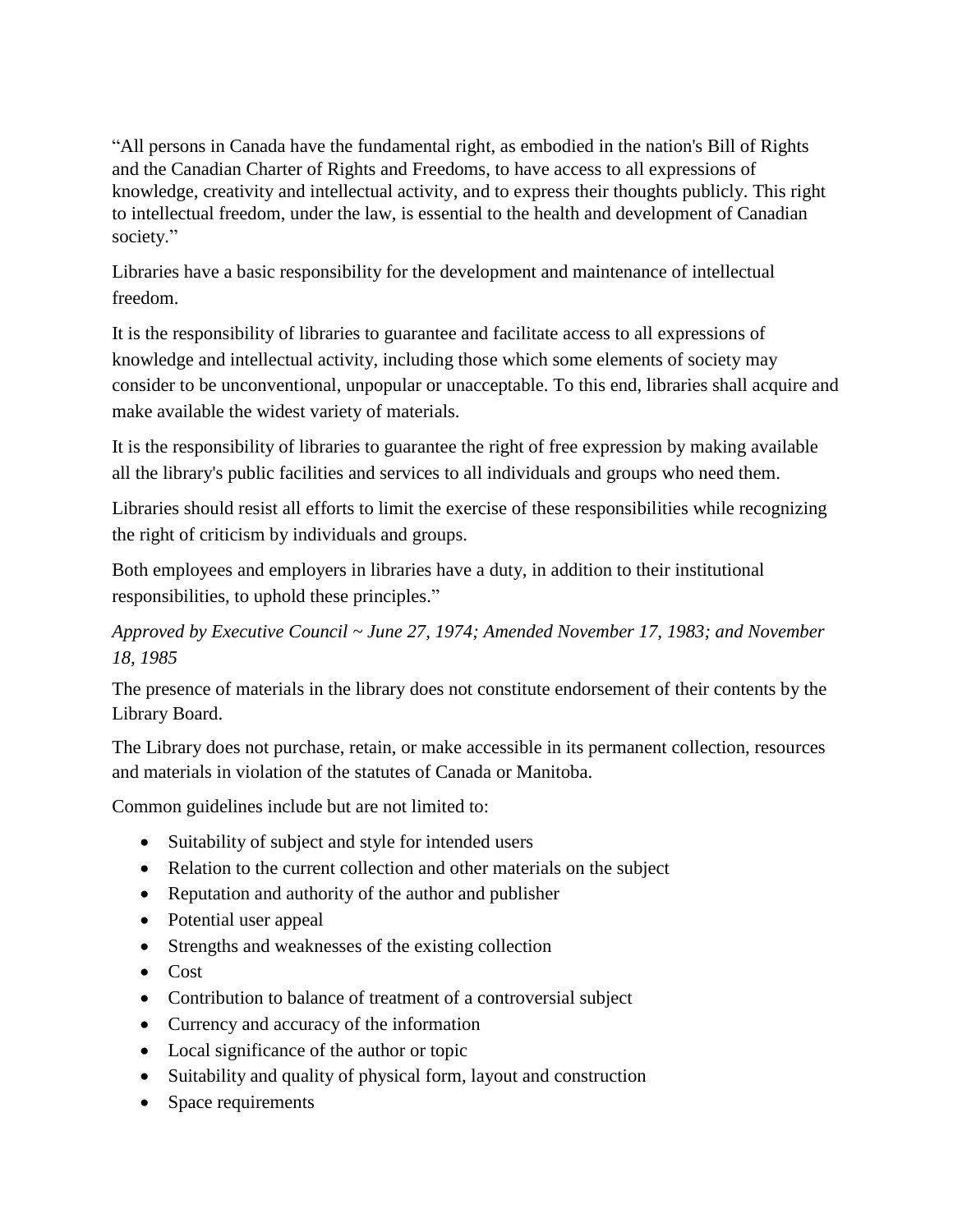"All persons in Canada have the fundamental right, as embodied in the nation's Bill of Rights and the Canadian Charter of Rights and Freedoms, to have access to all expressions of knowledge, creativity and intellectual activity, and to express their thoughts publicly. This right to intellectual freedom, under the law, is essential to the health and development of Canadian society."

Libraries have a basic responsibility for the development and maintenance of intellectual freedom.

It is the responsibility of libraries to guarantee and facilitate access to all expressions of knowledge and intellectual activity, including those which some elements of society may consider to be unconventional, unpopular or unacceptable. To this end, libraries shall acquire and make available the widest variety of materials.

It is the responsibility of libraries to guarantee the right of free expression by making available all the library's public facilities and services to all individuals and groups who need them.

Libraries should resist all efforts to limit the exercise of these responsibilities while recognizing the right of criticism by individuals and groups.

Both employees and employers in libraries have a duty, in addition to their institutional responsibilities, to uphold these principles."

*Approved by Executive Council ~ June 27, 1974; Amended November 17, 1983; and November 18, 1985*

The presence of materials in the library does not constitute endorsement of their contents by the Library Board.

The Library does not purchase, retain, or make accessible in its permanent collection, resources and materials in violation of the statutes of Canada or Manitoba.

Common guidelines include but are not limited to:

- Suitability of subject and style for intended users
- Relation to the current collection and other materials on the subject
- Reputation and authority of the author and publisher
- Potential user appeal
- Strengths and weaknesses of the existing collection
- Cost
- Contribution to balance of treatment of a controversial subject
- Currency and accuracy of the information
- Local significance of the author or topic
- Suitability and quality of physical form, layout and construction
- Space requirements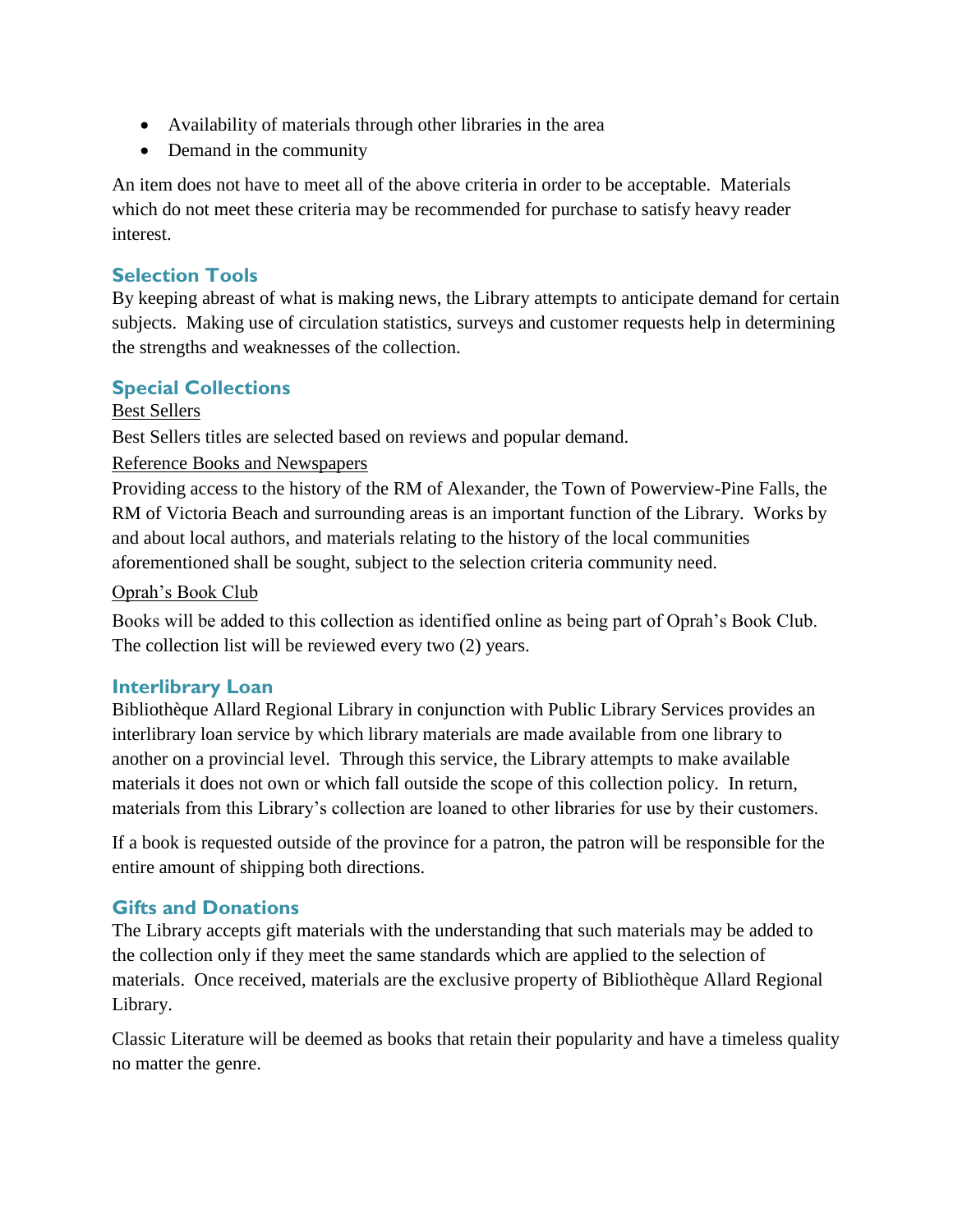- Availability of materials through other libraries in the area
- Demand in the community

An item does not have to meet all of the above criteria in order to be acceptable. Materials which do not meet these criteria may be recommended for purchase to satisfy heavy reader interest.

### Selection Tools

By keeping abreast of what is making news, the Library attempts to anticipate demand for certain subjects. Making use of circulation statistics, surveys and customer requests help in determining the strengths and weaknesses of the collection.

### Special Collections

Best Sellers

Best Sellers titles are selected based on reviews and popular demand.

Reference Books and Newspapers

Providing access to the history of the RM of Alexander, the Town of Powerview-Pine Falls, the RM of Victoria Beach and surrounding areas is an important function of the Library. Works by and about local authors, and materials relating to the history of the local communities aforementioned shall be sought, subject to the selection criteria community need.

Oprah's Book Club

Books will be added to this collection as identified online as being part of Oprah's Book Club. The collection list will be reviewed every two (2) years.

### Interlibrary Loan

Bibliothèque Allard Regional Library in conjunction with Public Library Services provides an interlibrary loan service by which library materials are made available from one library to another on a provincial level. Through this service, the Library attempts to make available materials it does not own or which fall outside the scope of this collection policy. In return, materials from this Library's collection are loaned to other libraries for use by their customers.

If a book is requested outside of the province for a patron, the patron will be responsible for the entire amount of shipping both directions.

### Gifts and Donations

The Library accepts gift materials with the understanding that such materials may be added to the collection only if they meet the same standards which are applied to the selection of materials. Once received, materials are the exclusive property of Bibliothèque Allard Regional Library.

Classic Literature will be deemed as books that retain their popularity and have a timeless quality no matter the genre.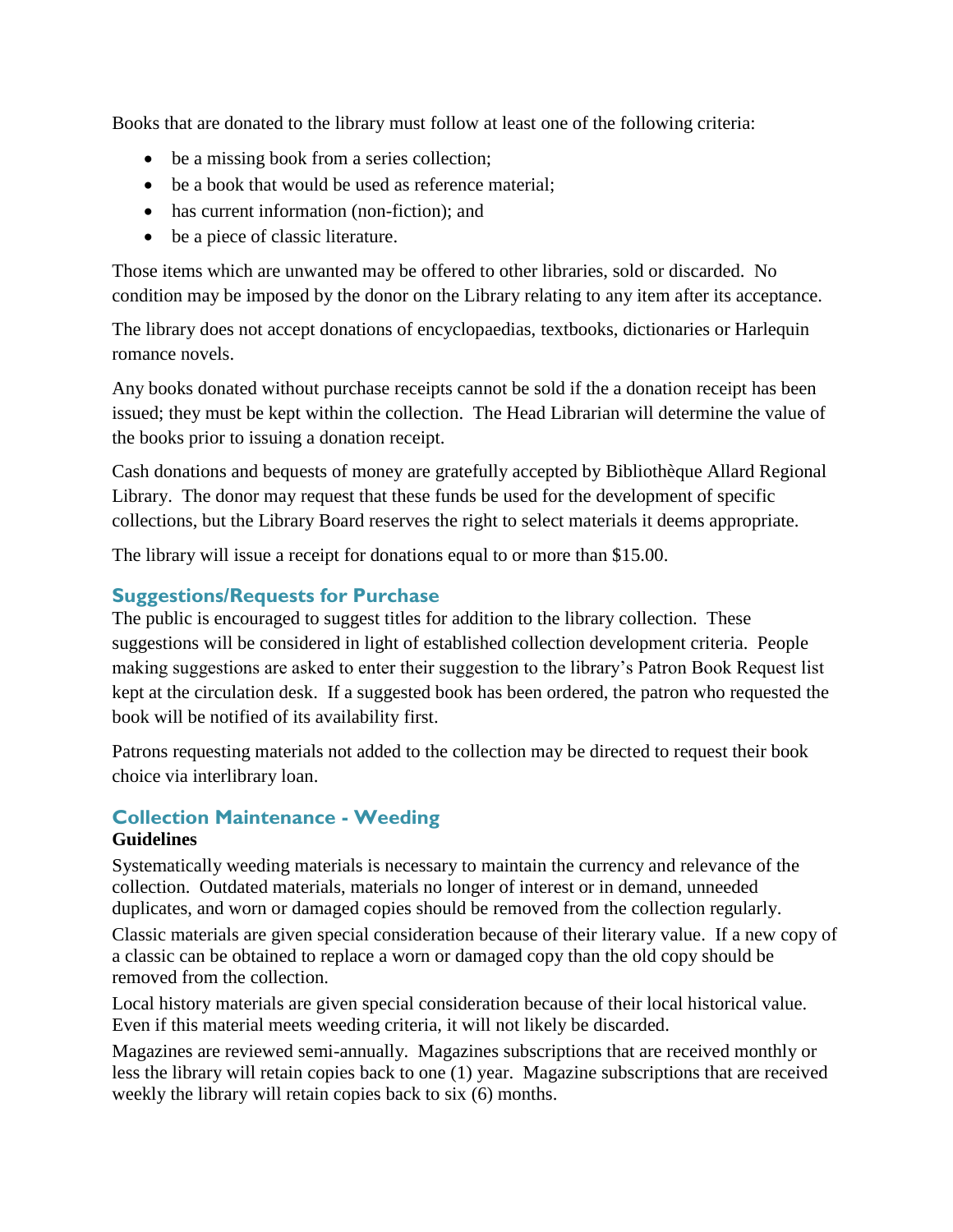Books that are donated to the library must follow at least one of the following criteria:

- be a missing book from a series collection;
- be a book that would be used as reference material;
- has current information (non-fiction); and
- be a piece of classic literature.

Those items which are unwanted may be offered to other libraries, sold or discarded. No condition may be imposed by the donor on the Library relating to any item after its acceptance.

The library does not accept donations of encyclopaedias, textbooks, dictionaries or Harlequin romance novels.

Any books donated without purchase receipts cannot be sold if the a donation receipt has been issued; they must be kept within the collection. The Head Librarian will determine the value of the books prior to issuing a donation receipt.

Cash donations and bequests of money are gratefully accepted by Bibliothèque Allard Regional Library. The donor may request that these funds be used for the development of specific collections, but the Library Board reserves the right to select materials it deems appropriate.

The library will issue a receipt for donations equal to or more than $15.00.

## Suggestions/Requests for Purchase

The public is encouraged to suggest titles for addition to the library collection. These suggestions will be considered in light of established collection development criteria. People making suggestions are asked to enter their suggestion to the library's Patron Book Request list kept at the circulation desk. If a suggested book has been ordered, the patron who requested the book will be notified of its availability first.

Patrons requesting materials not added to the collection may be directed to request their book choice via interlibrary loan.

## Collection Maintenance - Weeding

**Guidelines**

Systematically weeding materials is necessary to maintain the currency and relevance of the collection. Outdated materials, materials no longer of interest or in demand, unneeded duplicates, and worn or damaged copies should be removed from the collection regularly.

Classic materials are given special consideration because of their literary value. If a new copy of a classic can be obtained to replace a worn or damaged copy than the old copy should be removed from the collection.

Local history materials are given special consideration because of their local historical value. Even if this material meets weeding criteria, it will not likely be discarded.

Magazines are reviewed semi-annually. Magazines subscriptions that are received monthly or less the library will retain copies back to one (1) year. Magazine subscriptions that are received weekly the library will retain copies back to six (6) months.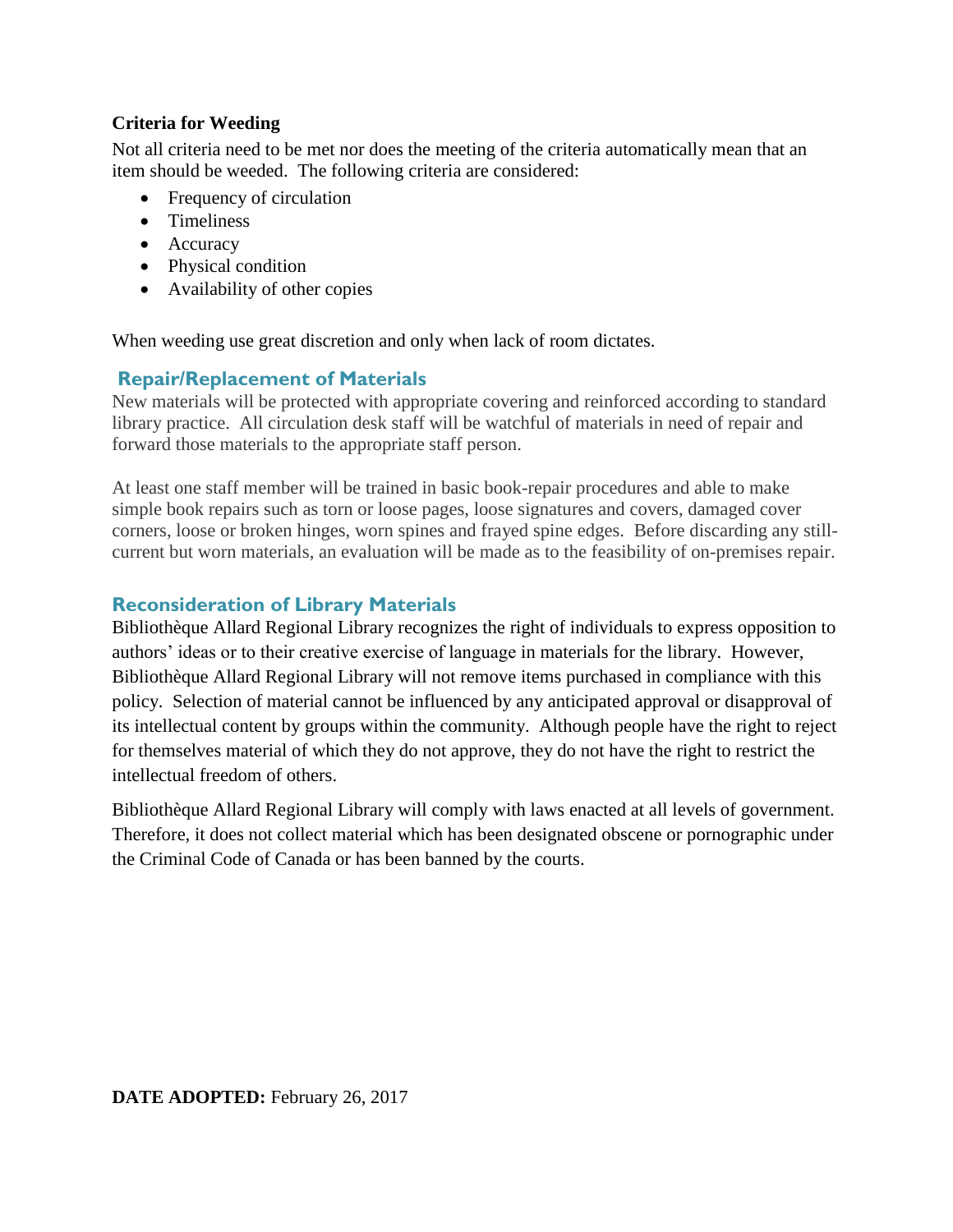**Criteria for Weeding**

Not all criteria need to be met nor does the meeting of the criteria automatically mean that an item should be weeded. The following criteria are considered:

- Frequency of circulation
- Timeliness
- Accuracy
- Physical condition
- Availability of other copies

When weeding use great discretion and only when lack of room dictates.

## Repair/Replacement of Materials

New materials will be protected with appropriate covering and reinforced according to standard library practice. All circulation desk staff will be watchful of materials in need of repair and forward those materials to the appropriate staff person.

At least one staff member will be trained in basic book-repair procedures and able to make simple book repairs such as torn or loose pages, loose signatures and covers, damaged cover corners, loose or broken hinges, worn spines and frayed spine edges. Before discarding any still-current but worn materials, an evaluation will be made as to the feasibility of on-premises repair.

## Reconsideration of Library Materials

Bibliothèque Allard Regional Library recognizes the right of individuals to express opposition to authors' ideas or to their creative exercise of language in materials for the library. However, Bibliothèque Allard Regional Library will not remove items purchased in compliance with this policy. Selection of material cannot be influenced by any anticipated approval or disapproval of its intellectual content by groups within the community. Although people have the right to reject for themselves material of which they do not approve, they do not have the right to restrict the intellectual freedom of others.

Bibliothèque Allard Regional Library will comply with laws enacted at all levels of government. Therefore, it does not collect material which has been designated obscene or pornographic under the Criminal Code of Canada or has been banned by the courts.

**DATE ADOPTED:** February 26, 2017